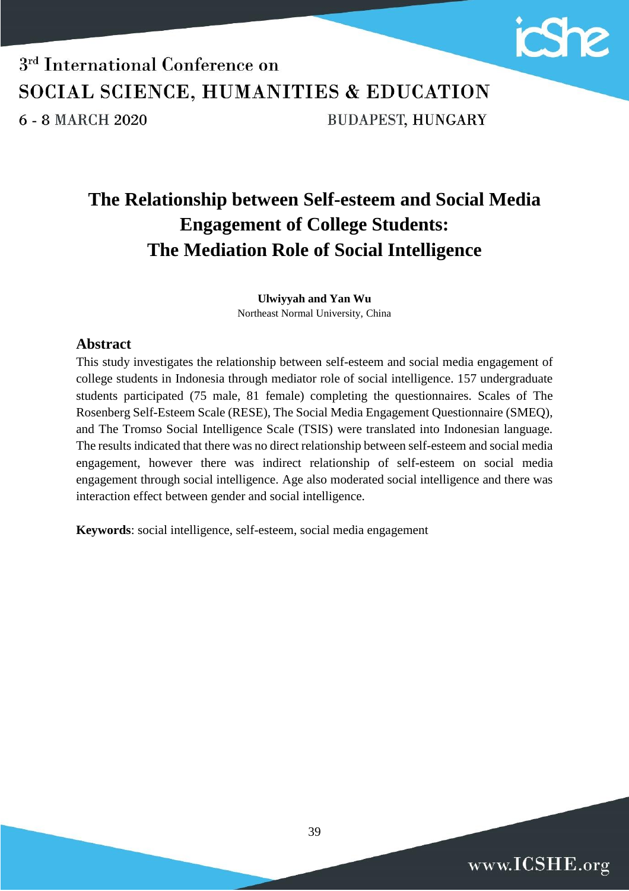# The Relationship between Self-esteem and Social Media Engagement of College Students: The Mediation Role of Social Intelligence

**Ulwiyyah and Yan Wu**

Northeast Normal University, China

## Abstract

This study investigates the relationship between self-esteem and social media engagement of college students in Indonesia through mediator role of social intelligence. 157 undergraduate students participated (75 male, 81 female) completing the questionnaires. Scales of The Rosenberg Self-Esteem Scale (RESE), The Social Media Engagement Questionnaire (SMEQ), and The Tromso Social Intelligence Scale (TSIS) were translated into Indonesian language. The results indicated that there was no direct relationship between self-esteem and social media engagement, however there was indirect relationship of self-esteem on social media engagement through social intelligence. Age also moderated social intelligence and there was interaction effect between gender and social intelligence.

**Keywords**: social intelligence, self-esteem, social media engagement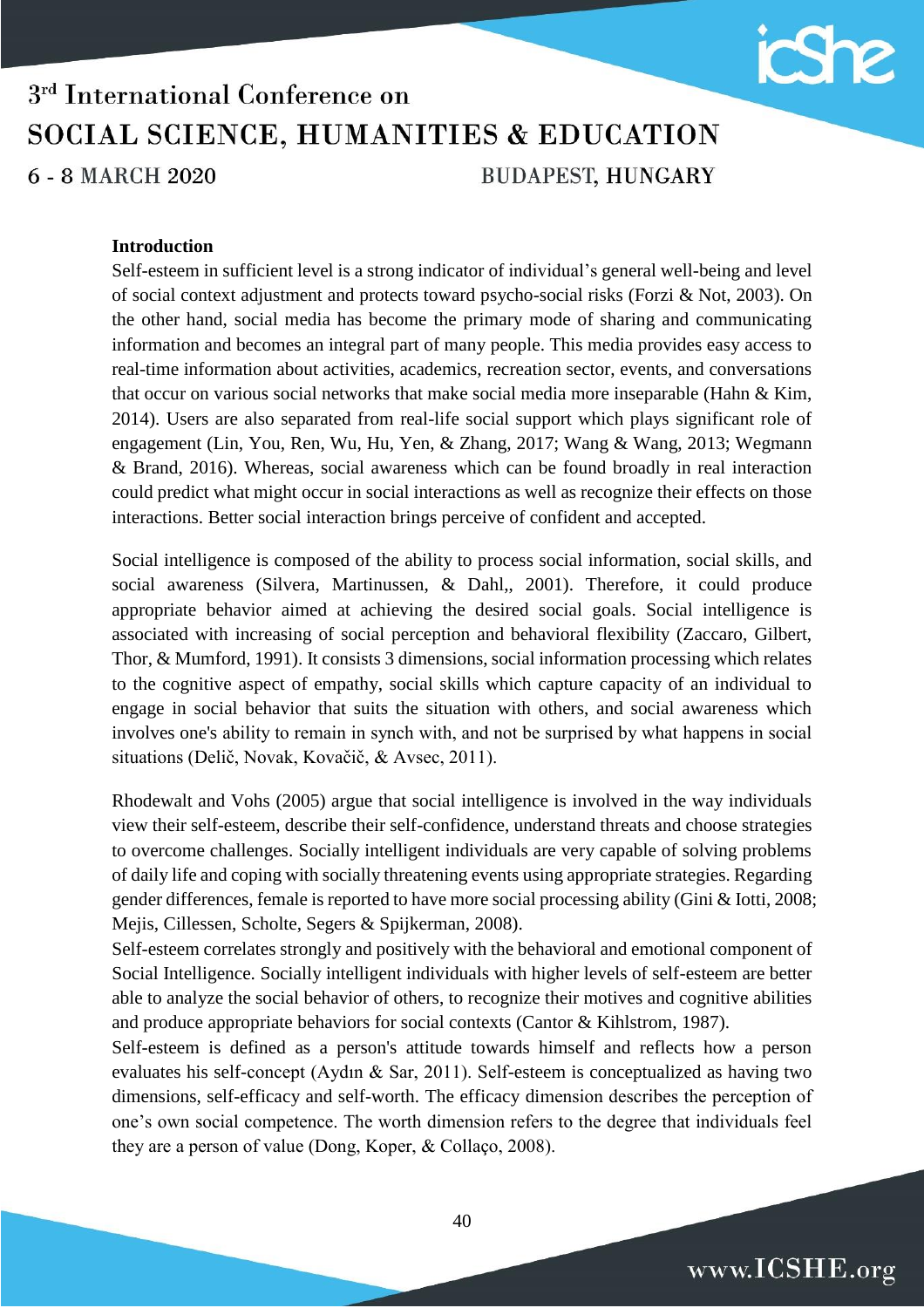## Introduction

Self-esteem in sufficient level is a strong indicator of individual's general well-being and level of social context adjustment and protects toward psycho-social risks (Forzi & Not, 2003). On the other hand, social media has become the primary mode of sharing and communicating information and becomes an integral part of many people. This media provides easy access to real-time information about activities, academics, recreation sector, events, and conversations that occur on various social networks that make social media more inseparable (Hahn & Kim, 2014). Users are also separated from real-life social support which plays significant role of engagement (Lin, You, Ren, Wu, Hu, Yen, & Zhang, 2017; Wang & Wang, 2013; Wegmann & Brand, 2016). Whereas, social awareness which can be found broadly in real interaction could predict what might occur in social interactions as well as recognize their effects on those interactions. Better social interaction brings perceive of confident and accepted.

Social intelligence is composed of the ability to process social information, social skills, and social awareness (Silvera, Martinussen, & Dahl,, 2001). Therefore, it could produce appropriate behavior aimed at achieving the desired social goals. Social intelligence is associated with increasing of social perception and behavioral flexibility (Zaccaro, Gilbert, Thor, & Mumford, 1991). It consists 3 dimensions, social information processing which relates to the cognitive aspect of empathy, social skills which capture capacity of an individual to engage in social behavior that suits the situation with others, and social awareness which involves one's ability to remain in synch with, and not be surprised by what happens in social situations (Delič, Novak, Kovačič, & Avsec, 2011).

Rhodewalt and Vohs (2005) argue that social intelligence is involved in the way individuals view their self-esteem, describe their self-confidence, understand threats and choose strategies to overcome challenges. Socially intelligent individuals are very capable of solving problems of daily life and coping with socially threatening events using appropriate strategies. Regarding gender differences, female is reported to have more social processing ability (Gini & Iotti, 2008; Mejis, Cillessen, Scholte, Segers & Spijkerman, 2008).

Self-esteem correlates strongly and positively with the behavioral and emotional component of Social Intelligence. Socially intelligent individuals with higher levels of self-esteem are better able to analyze the social behavior of others, to recognize their motives and cognitive abilities and produce appropriate behaviors for social contexts (Cantor & Kihlstrom, 1987).

Self-esteem is defined as a person's attitude towards himself and reflects how a person evaluates his self-concept (Aydın & Sar, 2011). Self-esteem is conceptualized as having two dimensions, self-efficacy and self-worth. The efficacy dimension describes the perception of one's own social competence. The worth dimension refers to the degree that individuals feel they are a person of value (Dong, Koper, & Collaço, 2008).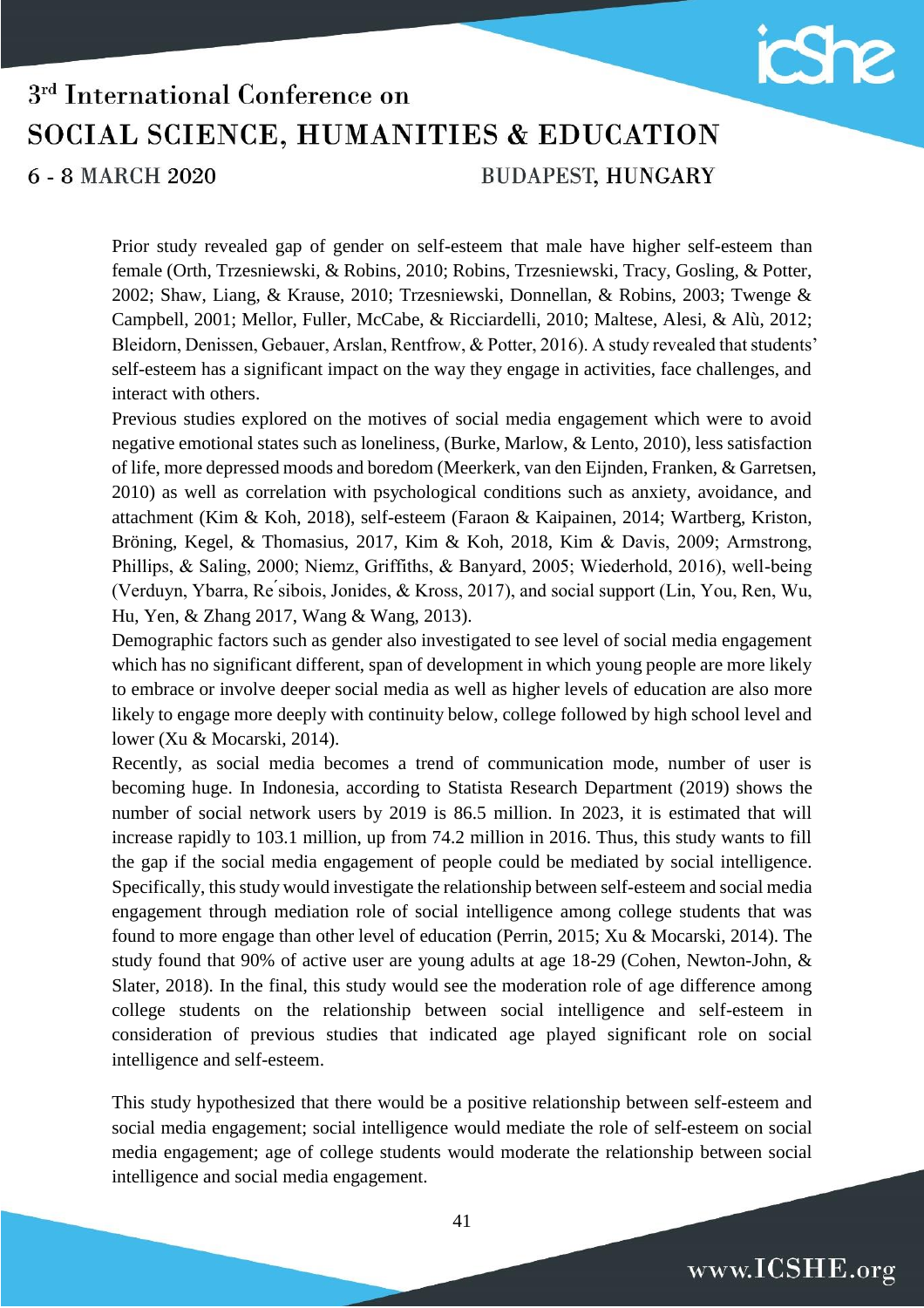Prior study revealed gap of gender on self-esteem that male have higher self-esteem than female (Orth, Trzesniewski, & Robins, 2010; Robins, Trzesniewski, Tracy, Gosling, & Potter, 2002; Shaw, Liang, & Krause, 2010; Trzesniewski, Donnellan, & Robins, 2003; Twenge & Campbell, 2001; Mellor, Fuller, McCabe, & Ricciardelli, 2010; Maltese, Alesi, & Alù, 2012; Bleidorn, Denissen, Gebauer, Arslan, Rentfrow, & Potter, 2016). A study revealed that students' self-esteem has a significant impact on the way they engage in activities, face challenges, and interact with others.

Previous studies explored on the motives of social media engagement which were to avoid negative emotional states such as loneliness, (Burke, Marlow, & Lento, 2010), less satisfaction of life, more depressed moods and boredom (Meerkerk, van den Eijnden, Franken, & Garretsen, 2010) as well as correlation with psychological conditions such as anxiety, avoidance, and attachment (Kim & Koh, 2018), self-esteem (Faraon & Kaipainen, 2014; Wartberg, Kriston, Bröning, Kegel, & Thomasius, 2017, Kim & Koh, 2018, Kim & Davis, 2009; Armstrong, Phillips, & Saling, 2000; Niemz, Griffiths, & Banyard, 2005; Wiederhold, 2016), well-being (Verduyn, Ybarra, Résibois, Jonides, & Kross, 2017), and social support (Lin, You, Ren, Wu, Hu, Yen, & Zhang 2017, Wang & Wang, 2013).

Demographic factors such as gender also investigated to see level of social media engagement which has no significant different, span of development in which young people are more likely to embrace or involve deeper social media as well as higher levels of education are also more likely to engage more deeply with continuity below, college followed by high school level and lower (Xu & Mocarski, 2014).

Recently, as social media becomes a trend of communication mode, number of user is becoming huge. In Indonesia, according to Statista Research Department (2019) shows the number of social network users by 2019 is 86.5 million. In 2023, it is estimated that will increase rapidly to 103.1 million, up from 74.2 million in 2016. Thus, this study wants to fill the gap if the social media engagement of people could be mediated by social intelligence. Specifically, this study would investigate the relationship between self-esteem and social media engagement through mediation role of social intelligence among college students that was found to more engage than other level of education (Perrin, 2015; Xu & Mocarski, 2014). The study found that 90% of active user are young adults at age 18-29 (Cohen, Newton-John, & Slater, 2018). In the final, this study would see the moderation role of age difference among college students on the relationship between social intelligence and self-esteem in consideration of previous studies that indicated age played significant role on social intelligence and self-esteem.

This study hypothesized that there would be a positive relationship between self-esteem and social media engagement; social intelligence would mediate the role of self-esteem on social media engagement; age of college students would moderate the relationship between social intelligence and social media engagement.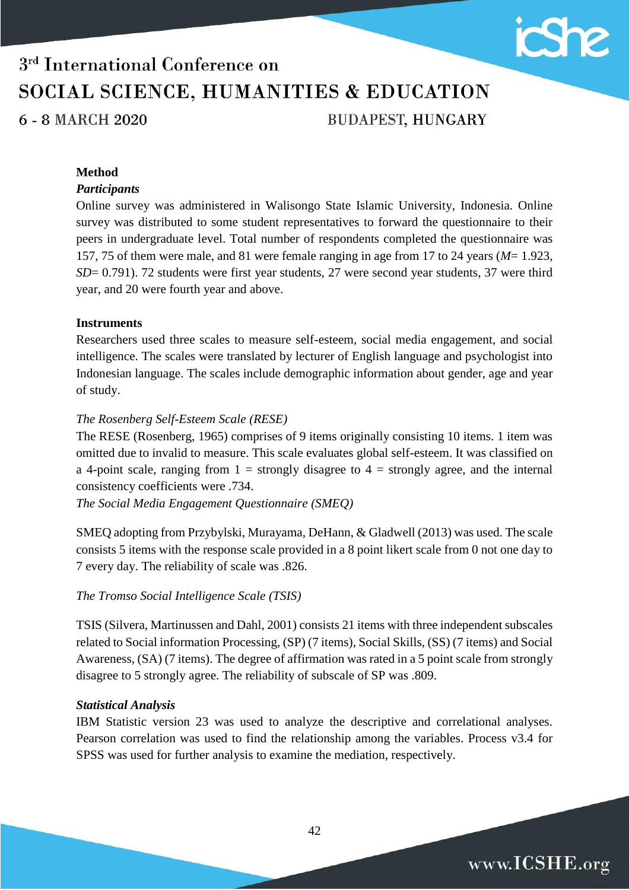**Method**

***Participants***

Online survey was administered in Walisongo State Islamic University, Indonesia. Online survey was distributed to some student representatives to forward the questionnaire to their peers in undergraduate level. Total number of respondents completed the questionnaire was 157, 75 of them were male, and 81 were female ranging in age from 17 to 24 years (*M*= 1.923, *SD*= 0.791). 72 students were first year students, 27 were second year students, 37 were third year, and 20 were fourth year and above.

**Instruments**

Researchers used three scales to measure self-esteem, social media engagement, and social intelligence. The scales were translated by lecturer of English language and psychologist into Indonesian language. The scales include demographic information about gender, age and year of study.

*The Rosenberg Self-Esteem Scale (RESE)*

The RESE (Rosenberg, 1965) comprises of 9 items originally consisting 10 items. 1 item was omitted due to invalid to measure. This scale evaluates global self-esteem. It was classified on a 4-point scale, ranging from 1 = strongly disagree to 4 = strongly agree, and the internal consistency coefficients were .734.

*The Social Media Engagement Questionnaire (SMEQ)*

SMEQ adopting from Przybylski, Murayama, DeHann, & Gladwell (2013) was used. The scale consists 5 items with the response scale provided in a 8 point likert scale from 0 not one day to 7 every day. The reliability of scale was .826.

*The Tromso Social Intelligence Scale (TSIS)*

TSIS (Silvera, Martinussen and Dahl, 2001) consists 21 items with three independent subscales related to Social information Processing, (SP) (7 items), Social Skills, (SS) (7 items) and Social Awareness, (SA) (7 items). The degree of affirmation was rated in a 5 point scale from strongly disagree to 5 strongly agree. The reliability of subscale of SP was .809.

***Statistical Analysis***

IBM Statistic version 23 was used to analyze the descriptive and correlational analyses. Pearson correlation was used to find the relationship among the variables. Process v3.4 for SPSS was used for further analysis to examine the mediation, respectively.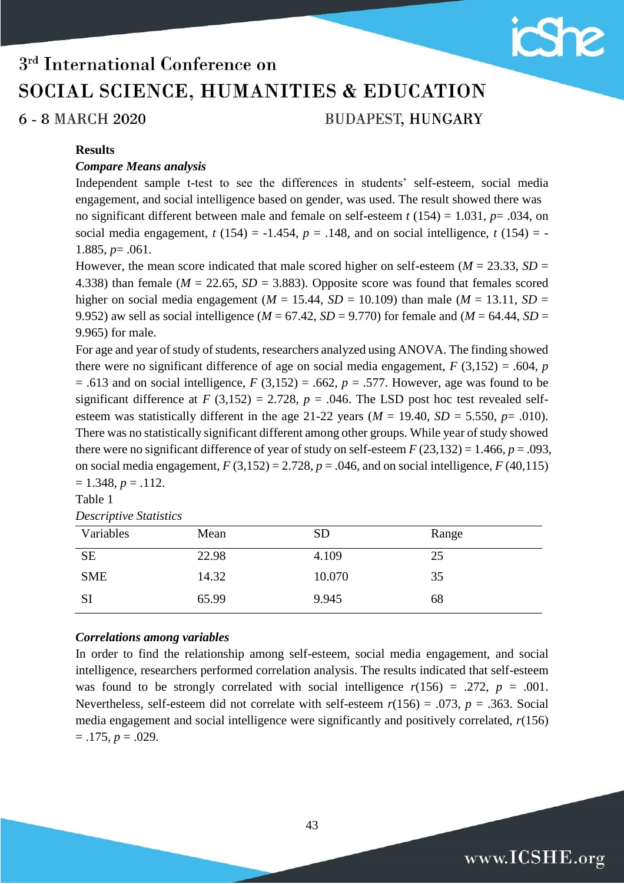**Results**

***Compare Means analysis***

Independent sample t-test to see the differences in students' self-esteem, social media engagement, and social intelligence based on gender, was used. The result showed there was no significant different between male and female on self-esteem $t$ (154) = 1.031, $p$= .034, on social media engagement, $t$ (154) = -1.454, $p$ = .148, and on social intelligence, $t$ (154) = -1.885, $p$= .061.

However, the mean score indicated that male scored higher on self-esteem ($M$ = 23.33, $SD$ = 4.338) than female ($M$ = 22.65, $SD$ = 3.883). Opposite score was found that females scored higher on social media engagement ($M$ = 15.44, $SD$ = 10.109) than male ($M$ = 13.11, $SD$ = 9.952) aw sell as social intelligence ($M$ = 67.42, $SD$ = 9.770) for female and ($M$ = 64.44, $SD$ = 9.965) for male.

For age and year of study of students, researchers analyzed using ANOVA. The finding showed there were no significant difference of age on social media engagement, $F$ (3,152) = .604, $p$ = .613 and on social intelligence, $F$ (3,152) = .662, $p$ = .577. However, age was found to be significant difference at $F$ (3,152) = 2.728, $p$ = .046. The LSD post hoc test revealed self-esteem was statistically different in the age 21-22 years ($M$ = 19.40, $SD$ = 5.550, $p$= .010). There was no statistically significant different among other groups. While year of study showed there were no significant difference of year of study on self-esteem $F$ (23,132) = 1.466, $p$ = .093, on social media engagement, $F$ (3,152) = 2.728, $p$ = .046, and on social intelligence, $F$ (40,115) = 1.348, $p$ = .112.

Table 1

*Descriptive Statistics*

| Variables | Mean | SD | Range |
|---|---|---|---|
| SE | 22.98 | 4.109 | 25 |
| SME | 14.32 | 10.070 | 35 |
| SI | 65.99 | 9.945 | 68 |

***Correlations among variables***

In order to find the relationship among self-esteem, social media engagement, and social intelligence, researchers performed correlation analysis. The results indicated that self-esteem was found to be strongly correlated with social intelligence $r$(156) = .272, $p$ = .001. Nevertheless, self-esteem did not correlate with self-esteem $r$(156) = .073, $p$ = .363. Social media engagement and social intelligence were significantly and positively correlated, $r$(156) = .175, $p$ = .029.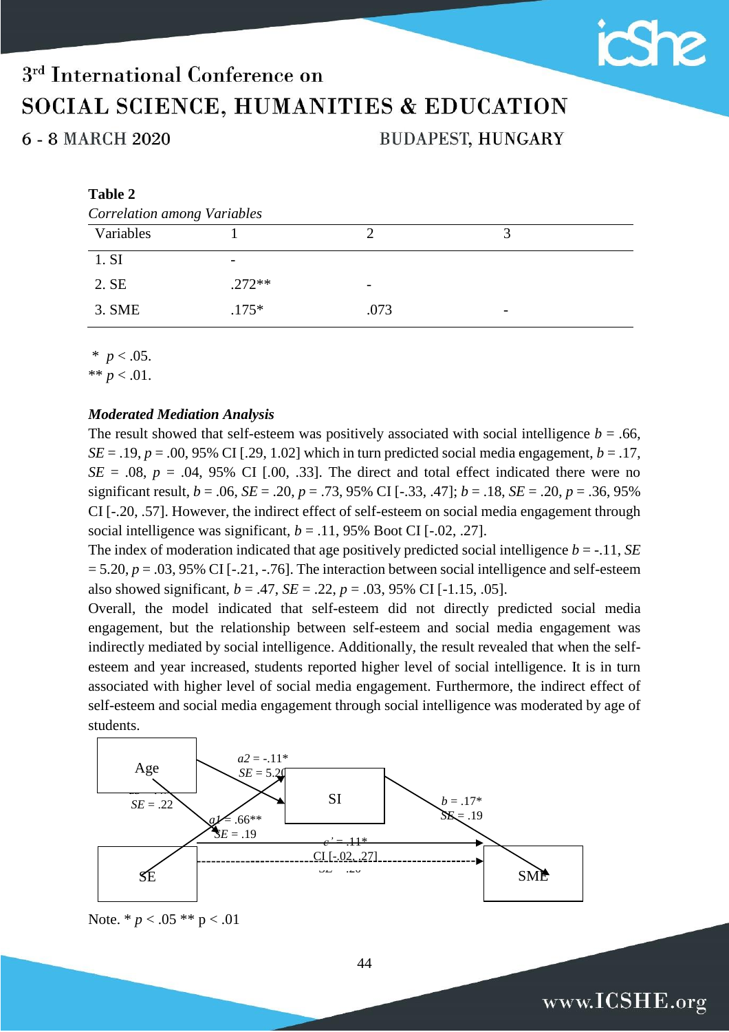**Table 2**

*Correlation among Variables*

| Variables | 1 | 2 | 3 |
|---|---|---|---|
| 1. SI | - | | |
| 2. SE | .272** | - | |
| 3. SME | .175* | .073 | - |

\* $p < .05$.
\** $p < .01$.

#### ***Moderated Mediation Analysis***

The result showed that self-esteem was positively associated with social intelligence $b = .66$, $SE = .19$, $p = .00$, 95% CI [.29, 1.02] which in turn predicted social media engagement, $b = .17$, $SE = .08$, $p = .04$, 95% CI [.00, .33]. The direct and total effect indicated there were no significant result, $b = .06$, $SE = .20$, $p = .73$, 95% CI [-.33, .47]; $b = .18$, $SE = .20$, $p = .36$, 95% CI [-.20, .57]. However, the indirect effect of self-esteem on social media engagement through social intelligence was significant, $b = .11$, 95% Boot CI [-.02, .27].

The index of moderation indicated that age positively predicted social intelligence $b = -.11$, $SE = 5.20$, $p = .03$, 95% CI [-.21, -.76]. The interaction between social intelligence and self-esteem also showed significant, $b = .47$, $SE = .22$, $p = .03$, 95% CI [-1.15, .05].

Overall, the model indicated that self-esteem did not directly predicted social media engagement, but the relationship between self-esteem and social media engagement was indirectly mediated by social intelligence. Additionally, the result revealed that when the self-esteem and year increased, students reported higher level of social intelligence. It is in turn associated with higher level of social media engagement. Furthermore, the indirect effect of self-esteem and social media engagement through social intelligence was moderated by age of students.

Age

$a2 = -.11$*
$SE = 5.20$

$SE = .22$

SI

$a1 = .66$**
$SE = .19$

$b = .17$*
$SE = .19$

$c' = .11$*
CI [-.02, .27]

SE

SME

Note. * $p < .05$ ** $p < .01$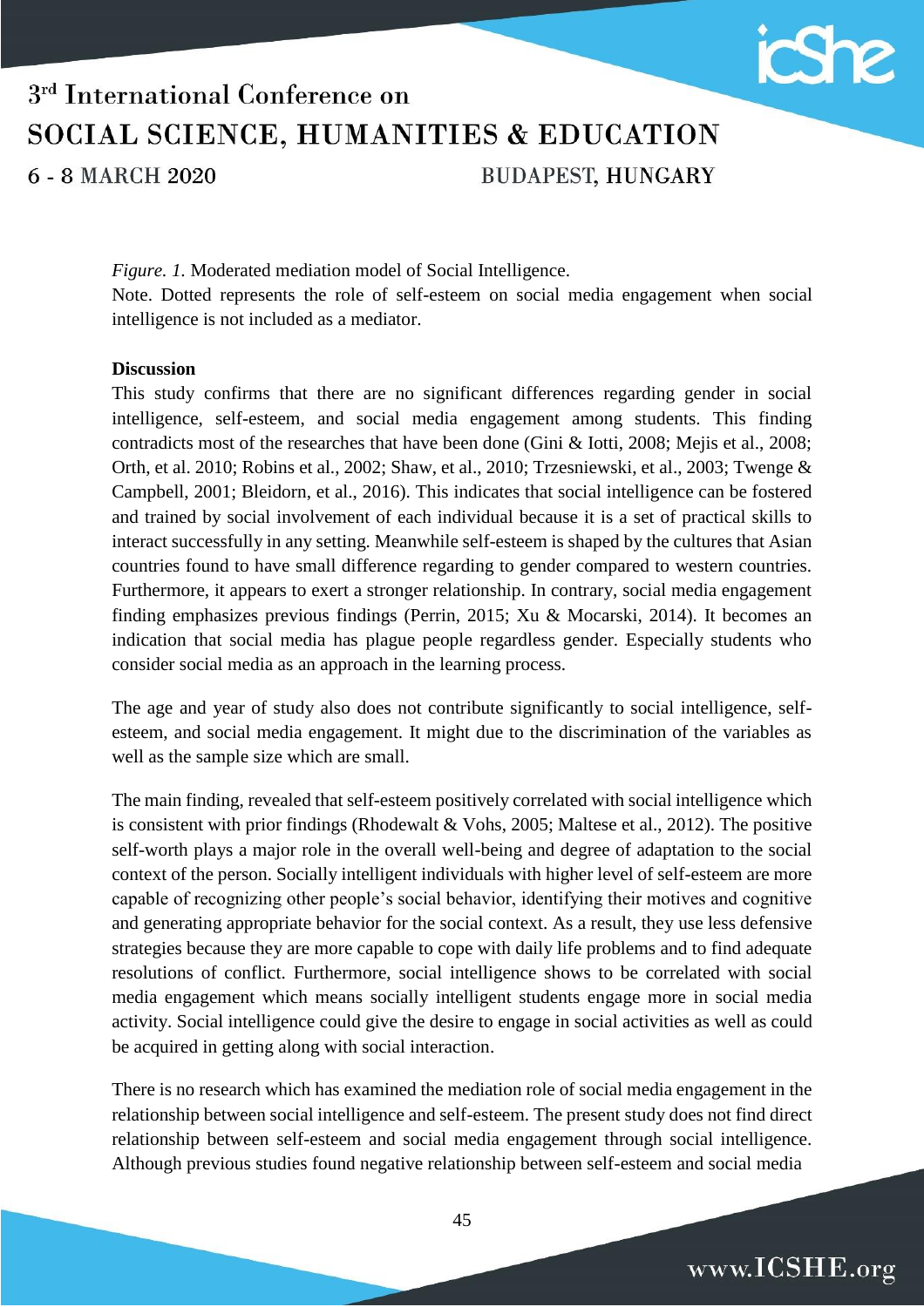*Figure. 1.* Moderated mediation model of Social Intelligence.
Note. Dotted represents the role of self-esteem on social media engagement when social intelligence is not included as a mediator.

**Discussion**

This study confirms that there are no significant differences regarding gender in social intelligence, self-esteem, and social media engagement among students. This finding contradicts most of the researches that have been done (Gini & Iotti, 2008; Mejis et al., 2008; Orth, et al. 2010; Robins et al., 2002; Shaw, et al., 2010; Trzesniewski, et al., 2003; Twenge & Campbell, 2001; Bleidorn, et al., 2016). This indicates that social intelligence can be fostered and trained by social involvement of each individual because it is a set of practical skills to interact successfully in any setting. Meanwhile self-esteem is shaped by the cultures that Asian countries found to have small difference regarding to gender compared to western countries. Furthermore, it appears to exert a stronger relationship. In contrary, social media engagement finding emphasizes previous findings (Perrin, 2015; Xu & Mocarski, 2014). It becomes an indication that social media has plague people regardless gender. Especially students who consider social media as an approach in the learning process.

The age and year of study also does not contribute significantly to social intelligence, self-esteem, and social media engagement. It might due to the discrimination of the variables as well as the sample size which are small.

The main finding, revealed that self-esteem positively correlated with social intelligence which is consistent with prior findings (Rhodewalt & Vohs, 2005; Maltese et al., 2012). The positive self-worth plays a major role in the overall well-being and degree of adaptation to the social context of the person. Socially intelligent individuals with higher level of self-esteem are more capable of recognizing other people's social behavior, identifying their motives and cognitive and generating appropriate behavior for the social context. As a result, they use less defensive strategies because they are more capable to cope with daily life problems and to find adequate resolutions of conflict. Furthermore, social intelligence shows to be correlated with social media engagement which means socially intelligent students engage more in social media activity. Social intelligence could give the desire to engage in social activities as well as could be acquired in getting along with social interaction.

There is no research which has examined the mediation role of social media engagement in the relationship between social intelligence and self-esteem. The present study does not find direct relationship between self-esteem and social media engagement through social intelligence. Although previous studies found negative relationship between self-esteem and social media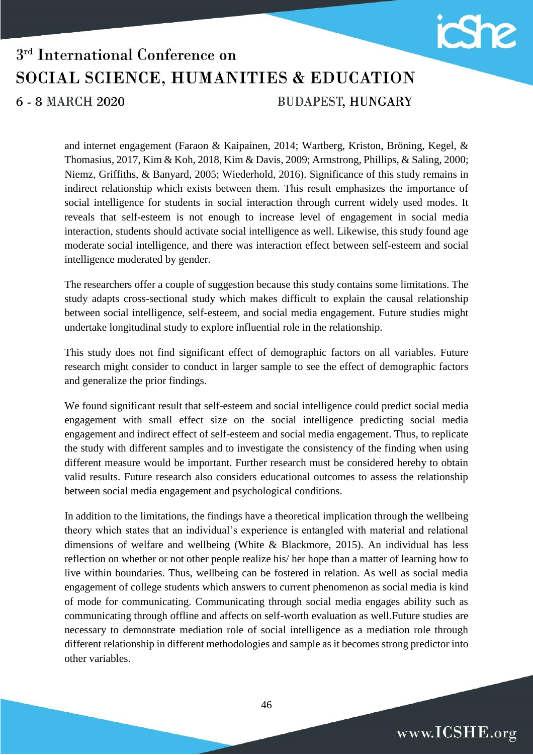and internet engagement (Faraon & Kaipainen, 2014; Wartberg, Kriston, Bröning, Kegel, & Thomasius, 2017, Kim & Koh, 2018, Kim & Davis, 2009; Armstrong, Phillips, & Saling, 2000; Niemz, Griffiths, & Banyard, 2005; Wiederhold, 2016). Significance of this study remains in indirect relationship which exists between them. This result emphasizes the importance of social intelligence for students in social interaction through current widely used modes. It reveals that self-esteem is not enough to increase level of engagement in social media interaction, students should activate social intelligence as well. Likewise, this study found age moderate social intelligence, and there was interaction effect between self-esteem and social intelligence moderated by gender.

The researchers offer a couple of suggestion because this study contains some limitations. The study adapts cross-sectional study which makes difficult to explain the causal relationship between social intelligence, self-esteem, and social media engagement. Future studies might undertake longitudinal study to explore influential role in the relationship.

This study does not find significant effect of demographic factors on all variables. Future research might consider to conduct in larger sample to see the effect of demographic factors and generalize the prior findings.

We found significant result that self-esteem and social intelligence could predict social media engagement with small effect size on the social intelligence predicting social media engagement and indirect effect of self-esteem and social media engagement. Thus, to replicate the study with different samples and to investigate the consistency of the finding when using different measure would be important. Further research must be considered hereby to obtain valid results. Future research also considers educational outcomes to assess the relationship between social media engagement and psychological conditions.

In addition to the limitations, the findings have a theoretical implication through the wellbeing theory which states that an individual's experience is entangled with material and relational dimensions of welfare and wellbeing (White & Blackmore, 2015). An individual has less reflection on whether or not other people realize his/ her hope than a matter of learning how to live within boundaries. Thus, wellbeing can be fostered in relation. As well as social media engagement of college students which answers to current phenomenon as social media is kind of mode for communicating. Communicating through social media engages ability such as communicating through offline and affects on self-worth evaluation as well.Future studies are necessary to demonstrate mediation role of social intelligence as a mediation role through different relationship in different methodologies and sample as it becomes strong predictor into other variables.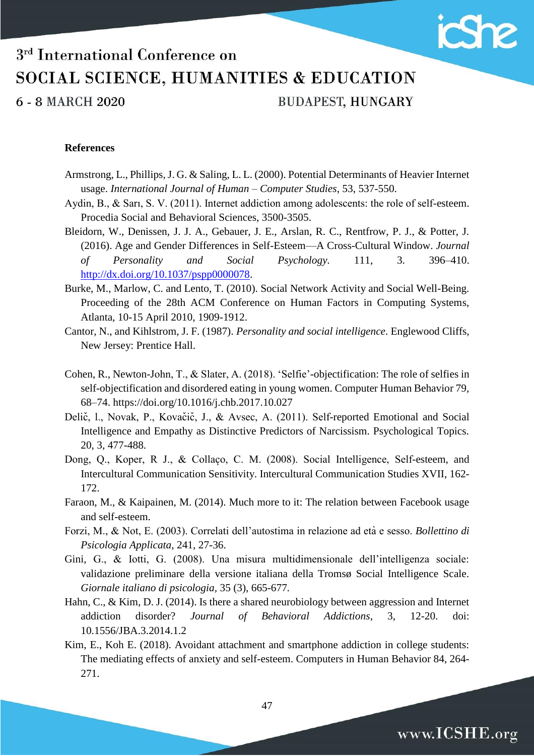**References**

Armstrong, L., Phillips, J. G. & Saling, L. L. (2000). Potential Determinants of Heavier Internet usage. *International Journal of Human – Computer Studies*, 53, 537-550.

Aydin, B., & Sarı, S. V. (2011). Internet addiction among adolescents: the role of self-esteem. Procedia Social and Behavioral Sciences, 3500-3505.

Bleidorn, W., Denissen, J. J. A., Gebauer, J. E., Arslan, R. C., Rentfrow, P. J., & Potter, J. (2016). Age and Gender Differences in Self-Esteem—A Cross-Cultural Window. *Journal of Personality and Social Psychology*. 111, 3. 396–410. http://dx.doi.org/10.1037/pspp0000078.

Burke, M., Marlow, C. and Lento, T. (2010). Social Network Activity and Social Well-Being. Proceeding of the 28th ACM Conference on Human Factors in Computing Systems, Atlanta, 10-15 April 2010, 1909-1912.

Cantor, N., and Kihlstrom, J. F. (1987). *Personality and social intelligence*. Englewood Cliffs, New Jersey: Prentice Hall.

Cohen, R., Newton-John, T., & Slater, A. (2018). 'Selfie'-objectification: The role of selfies in self-objectification and disordered eating in young women. Computer Human Behavior 79, 68–74. https://doi.org/10.1016/j.chb.2017.10.027

Delič, l., Novak, P., Kovačič, J., & Avsec, A. (2011). Self-reported Emotional and Social Intelligence and Empathy as Distinctive Predictors of Narcissism. Psychological Topics. 20, 3, 477-488.

Dong, Q., Koper, R J., & Collaço, C. M. (2008). Social Intelligence, Self-esteem, and Intercultural Communication Sensitivity. Intercultural Communication Studies XVII, 162-172.

Faraon, M., & Kaipainen, M. (2014). Much more to it: The relation between Facebook usage and self-esteem.

Forzi, M., & Not, E. (2003). Correlati dell'autostima in relazione ad età e sesso. *Bollettino di Psicologia Applicata*, 241, 27-36.

Gini, G., & Iotti, G. (2008). Una misura multidimensionale dell'intelligenza sociale: validazione preliminare della versione italiana della Tromsø Social Intelligence Scale. *Giornale italiano di psicologia*, 35 (3), 665-677.

Hahn, C., & Kim, D. J. (2014). Is there a shared neurobiology between aggression and Internet addiction disorder? *Journal of Behavioral Addictions*, 3, 12-20. doi: 10.1556/JBA.3.2014.1.2

Kim, E., Koh E. (2018). Avoidant attachment and smartphone addiction in college students: The mediating effects of anxiety and self-esteem. Computers in Human Behavior 84, 264-271.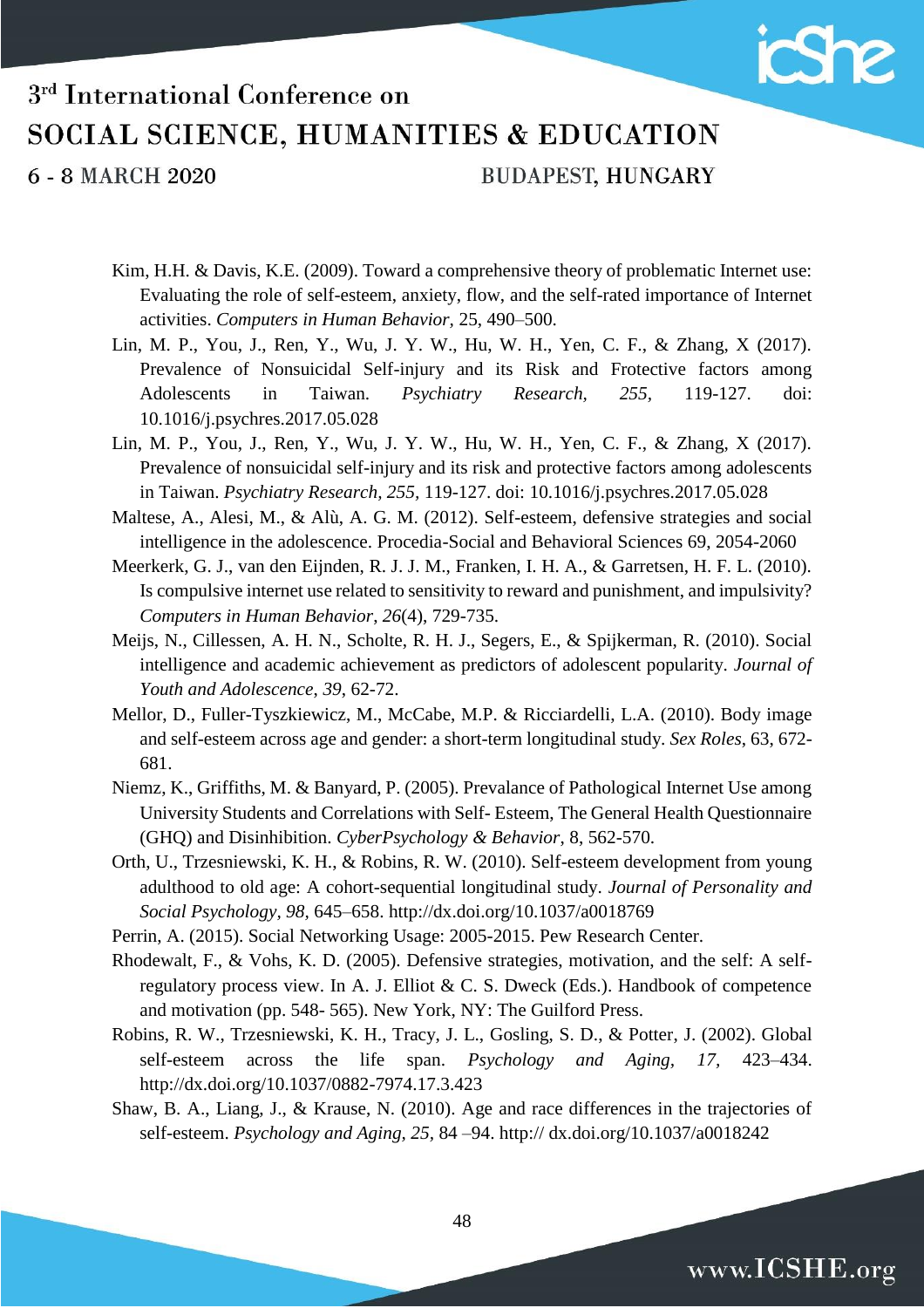Kim, H.H. & Davis, K.E. (2009). Toward a comprehensive theory of problematic Internet use: Evaluating the role of self-esteem, anxiety, flow, and the self-rated importance of Internet activities. *Computers in Human Behavior*, 25, 490–500.

Lin, M. P., You, J., Ren, Y., Wu, J. Y. W., Hu, W. H., Yen, C. F., & Zhang, X (2017). Prevalence of Nonsuicidal Self-injury and its Risk and Protective factors among Adolescents in Taiwan. *Psychiatry Research, 255,* 119-127. doi: 10.1016/j.psychres.2017.05.028

Lin, M. P., You, J., Ren, Y., Wu, J. Y. W., Hu, W. H., Yen, C. F., & Zhang, X (2017). Prevalence of nonsuicidal self-injury and its risk and protective factors among adolescents in Taiwan. *Psychiatry Research*, *255*, 119-127. doi: 10.1016/j.psychres.2017.05.028

Maltese, A., Alesi, M., & Alù, A. G. M. (2012). Self-esteem, defensive strategies and social intelligence in the adolescence. Procedia-Social and Behavioral Sciences 69, 2054-2060

Meerkerk, G. J., van den Eijnden, R. J. J. M., Franken, I. H. A., & Garretsen, H. F. L. (2010). Is compulsive internet use related to sensitivity to reward and punishment, and impulsivity? *Computers in Human Behavior*, *26*(4), 729-735.

Meijs, N., Cillessen, A. H. N., Scholte, R. H. J., Segers, E., & Spijkerman, R. (2010). Social intelligence and academic achievement as predictors of adolescent popularity. *Journal of Youth and Adolescence*, *39*, 62-72.

Mellor, D., Fuller-Tyszkiewicz, M., McCabe, M.P. & Ricciardelli, L.A. (2010). Body image and self-esteem across age and gender: a short-term longitudinal study. *Sex Roles*, 63, 672-681.

Niemz, K., Griffiths, M. & Banyard, P. (2005). Prevalance of Pathological Internet Use among University Students and Correlations with Self- Esteem, The General Health Questionnaire (GHQ) and Disinhibition. *CyberPsychology & Behavior*, 8, 562-570.

Orth, U., Trzesniewski, K. H., & Robins, R. W. (2010). Self-esteem development from young adulthood to old age: A cohort-sequential longitudinal study. *Journal of Personality and Social Psychology*, *98*, 645–658. http://dx.doi.org/10.1037/a0018769

Perrin, A. (2015). Social Networking Usage: 2005-2015. Pew Research Center.

Rhodewalt, F., & Vohs, K. D. (2005). Defensive strategies, motivation, and the self: A self-regulatory process view. In A. J. Elliot & C. S. Dweck (Eds.). Handbook of competence and motivation (pp. 548- 565). New York, NY: The Guilford Press.

Robins, R. W., Trzesniewski, K. H., Tracy, J. L., Gosling, S. D., & Potter, J. (2002). Global self-esteem across the life span. *Psychology and Aging*, *17*, 423–434. http://dx.doi.org/10.1037/0882-7974.17.3.423

Shaw, B. A., Liang, J., & Krause, N. (2010). Age and race differences in the trajectories of self-esteem. *Psychology and Aging*, *25*, 84 –94. http:// dx.doi.org/10.1037/a0018242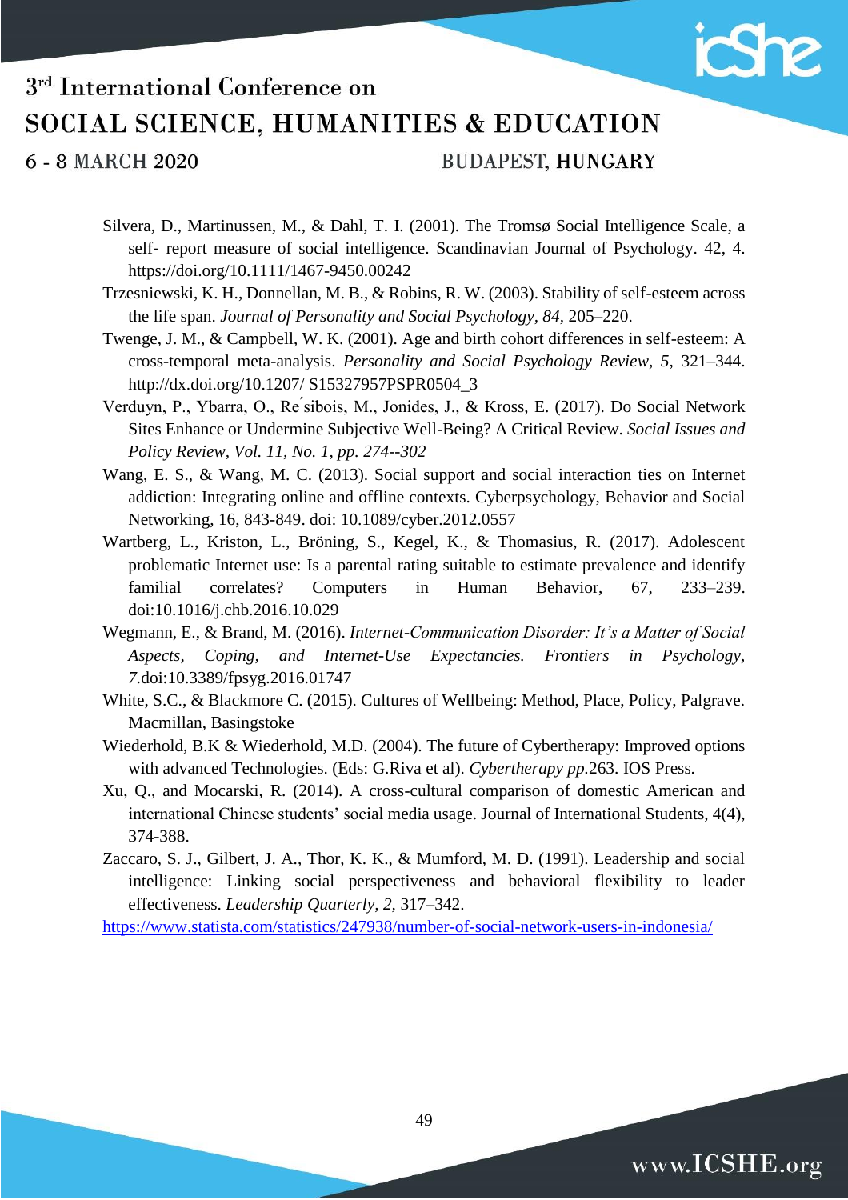Silvera, D., Martinussen, M., & Dahl, T. I. (2001). The Tromsø Social Intelligence Scale, a self- report measure of social intelligence. Scandinavian Journal of Psychology. 42, 4. https://doi.org/10.1111/1467-9450.00242

Trzesniewski, K. H., Donnellan, M. B., & Robins, R. W. (2003). Stability of self-esteem across the life span. *Journal of Personality and Social Psychology, 84*, 205–220.

Twenge, J. M., & Campbell, W. K. (2001). Age and birth cohort differences in self-esteem: A cross-temporal meta-analysis. *Personality and Social Psychology Review, 5*, 321–344. http://dx.doi.org/10.1207/ S15327957PSPR0504_3

Verduyn, P., Ybarra, O., Re´sibois, M., Jonides, J., & Kross, E. (2017). Do Social Network Sites Enhance or Undermine Subjective Well-Being? A Critical Review. *Social Issues and Policy Review, Vol. 11, No. 1, pp. 274--302*

Wang, E. S., & Wang, M. C. (2013). Social support and social interaction ties on Internet addiction: Integrating online and offline contexts. Cyberpsychology, Behavior and Social Networking, 16, 843-849. doi: 10.1089/cyber.2012.0557

Wartberg, L., Kriston, L., Bröning, S., Kegel, K., & Thomasius, R. (2017). Adolescent problematic Internet use: Is a parental rating suitable to estimate prevalence and identify familial correlates? Computers in Human Behavior, 67, 233–239. doi:10.1016/j.chb.2016.10.029

Wegmann, E., & Brand, M. (2016). *Internet-Communication Disorder: It's a Matter of Social Aspects, Coping, and Internet-Use Expectancies. Frontiers in Psychology, 7*.doi:10.3389/fpsyg.2016.01747

White, S.C., & Blackmore C. (2015). Cultures of Wellbeing: Method, Place, Policy, Palgrave. Macmillan, Basingstoke

Wiederhold, B.K & Wiederhold, M.D. (2004). The future of Cybertherapy: Improved options with advanced Technologies. (Eds: G.Riva et al). *Cybertherapy pp*.263. IOS Press.

Xu, Q., and Mocarski, R. (2014). A cross-cultural comparison of domestic American and international Chinese students' social media usage. Journal of International Students, 4(4), 374-388.

Zaccaro, S. J., Gilbert, J. A., Thor, K. K., & Mumford, M. D. (1991). Leadership and social intelligence: Linking social perspectiveness and behavioral flexibility to leader effectiveness. *Leadership Quarterly, 2*, 317–342.

https://www.statista.com/statistics/247938/number-of-social-network-users-in-indonesia/